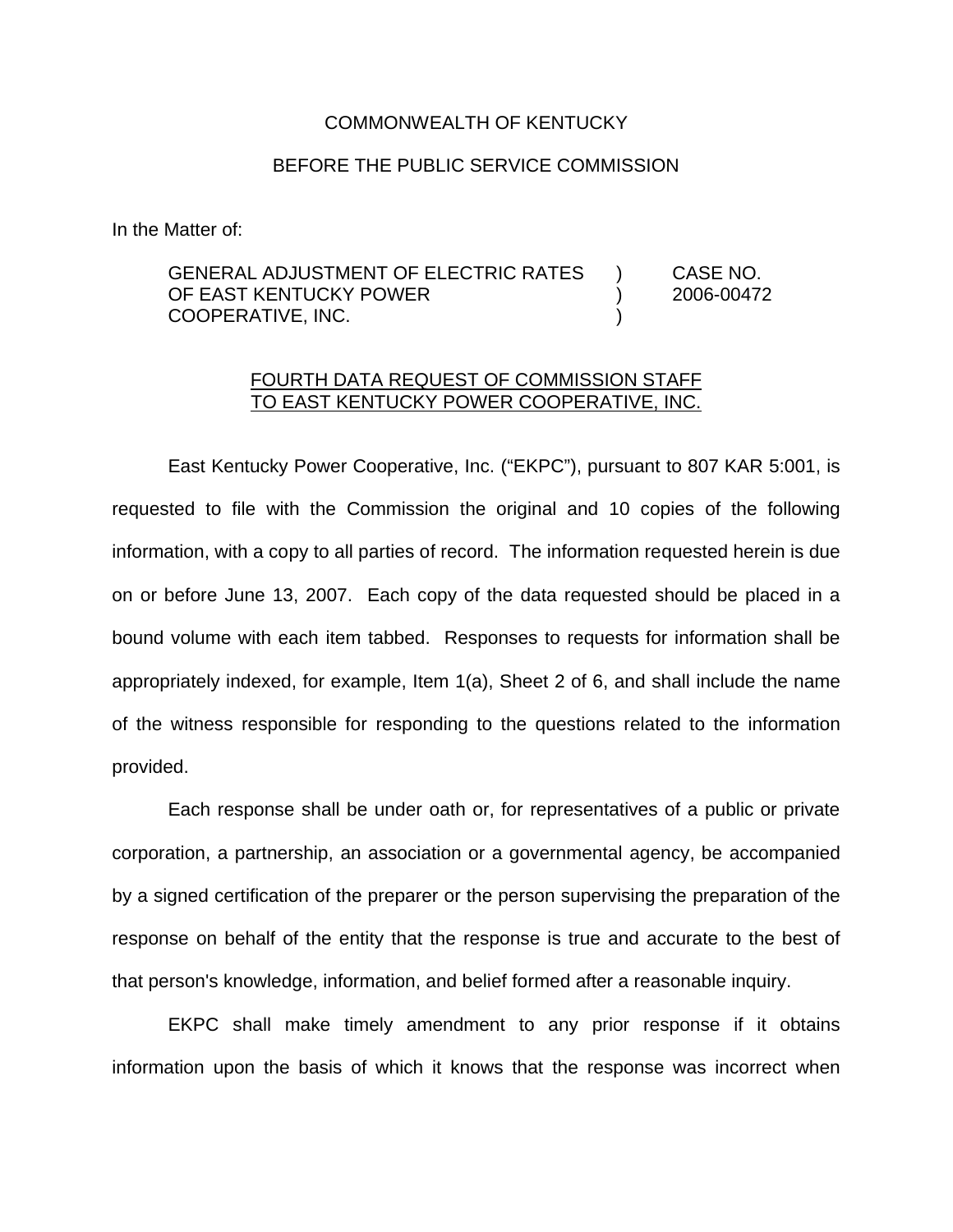COMMONWEALTH OF KENTUCKY

BEFORE THE PUBLIC SERVICE COMMISSION

In the Matter of:

| | | |
|---|---|---|
| GENERAL ADJUSTMENT OF ELECTRIC RATES OF EAST KENTUCKY POWER COOPERATIVE, INC. | ) ) ) | CASE NO. 2006-00472 |

FOURTH DATA REQUEST OF COMMISSION STAFF TO EAST KENTUCKY POWER COOPERATIVE, INC.

East Kentucky Power Cooperative, Inc. ("EKPC"), pursuant to 807 KAR 5:001, is requested to file with the Commission the original and 10 copies of the following information, with a copy to all parties of record. The information requested herein is due on or before June 13, 2007. Each copy of the data requested should be placed in a bound volume with each item tabbed. Responses to requests for information shall be appropriately indexed, for example, Item 1(a), Sheet 2 of 6, and shall include the name of the witness responsible for responding to the questions related to the information provided.

Each response shall be under oath or, for representatives of a public or private corporation, a partnership, an association or a governmental agency, be accompanied by a signed certification of the preparer or the person supervising the preparation of the response on behalf of the entity that the response is true and accurate to the best of that person's knowledge, information, and belief formed after a reasonable inquiry.

EKPC shall make timely amendment to any prior response if it obtains information upon the basis of which it knows that the response was incorrect when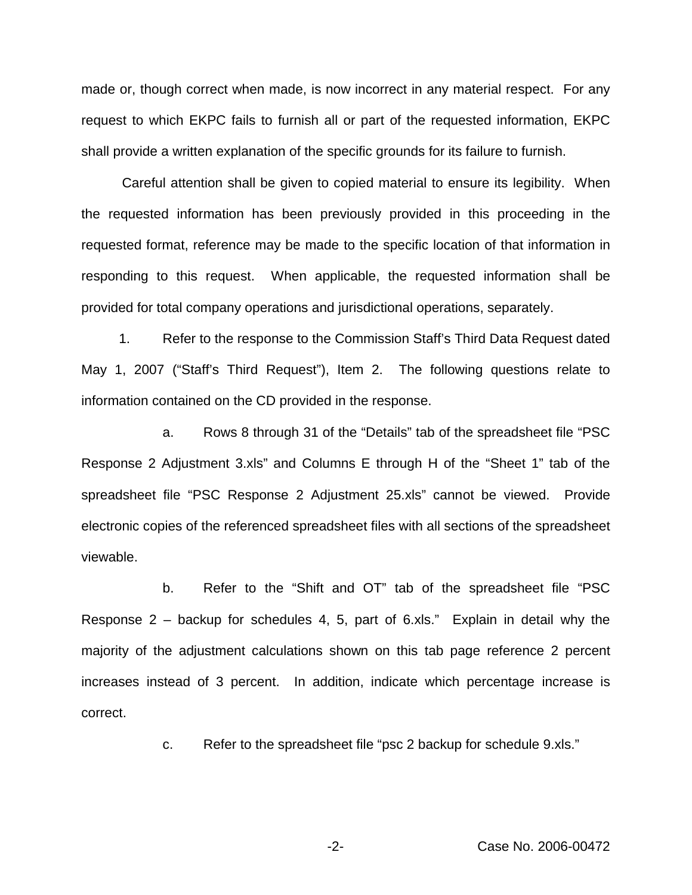made or, though correct when made, is now incorrect in any material respect. For any request to which EKPC fails to furnish all or part of the requested information, EKPC shall provide a written explanation of the specific grounds for its failure to furnish.

Careful attention shall be given to copied material to ensure its legibility. When the requested information has been previously provided in this proceeding in the requested format, reference may be made to the specific location of that information in responding to this request. When applicable, the requested information shall be provided for total company operations and jurisdictional operations, separately.

1. Refer to the response to the Commission Staff's Third Data Request dated May 1, 2007 ("Staff's Third Request"), Item 2. The following questions relate to information contained on the CD provided in the response.

a. Rows 8 through 31 of the "Details" tab of the spreadsheet file "PSC Response 2 Adjustment 3.xls" and Columns E through H of the "Sheet 1" tab of the spreadsheet file "PSC Response 2 Adjustment 25.xls" cannot be viewed. Provide electronic copies of the referenced spreadsheet files with all sections of the spreadsheet viewable.

b. Refer to the "Shift and OT" tab of the spreadsheet file "PSC Response 2 – backup for schedules 4, 5, part of 6.xls." Explain in detail why the majority of the adjustment calculations shown on this tab page reference 2 percent increases instead of 3 percent. In addition, indicate which percentage increase is correct.

c. Refer to the spreadsheet file "psc 2 backup for schedule 9.xls."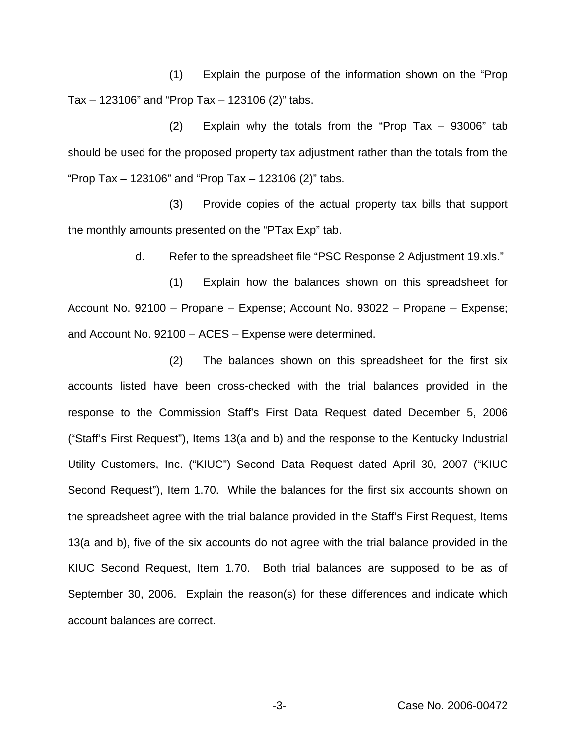(1) Explain the purpose of the information shown on the "Prop Tax – 123106" and "Prop Tax – 123106 (2)" tabs.

(2) Explain why the totals from the "Prop Tax – 93006" tab should be used for the proposed property tax adjustment rather than the totals from the "Prop Tax – 123106" and "Prop Tax – 123106 (2)" tabs.

(3) Provide copies of the actual property tax bills that support the monthly amounts presented on the "PTax Exp" tab.

d. Refer to the spreadsheet file "PSC Response 2 Adjustment 19.xls."

(1) Explain how the balances shown on this spreadsheet for Account No. 92100 – Propane – Expense; Account No. 93022 – Propane – Expense; and Account No. 92100 – ACES – Expense were determined.

(2) The balances shown on this spreadsheet for the first six accounts listed have been cross-checked with the trial balances provided in the response to the Commission Staff's First Data Request dated December 5, 2006 ("Staff's First Request"), Items 13(a and b) and the response to the Kentucky Industrial Utility Customers, Inc. ("KIUC") Second Data Request dated April 30, 2007 ("KIUC Second Request"), Item 1.70. While the balances for the first six accounts shown on the spreadsheet agree with the trial balance provided in the Staff's First Request, Items 13(a and b), five of the six accounts do not agree with the trial balance provided in the KIUC Second Request, Item 1.70. Both trial balances are supposed to be as of September 30, 2006. Explain the reason(s) for these differences and indicate which account balances are correct.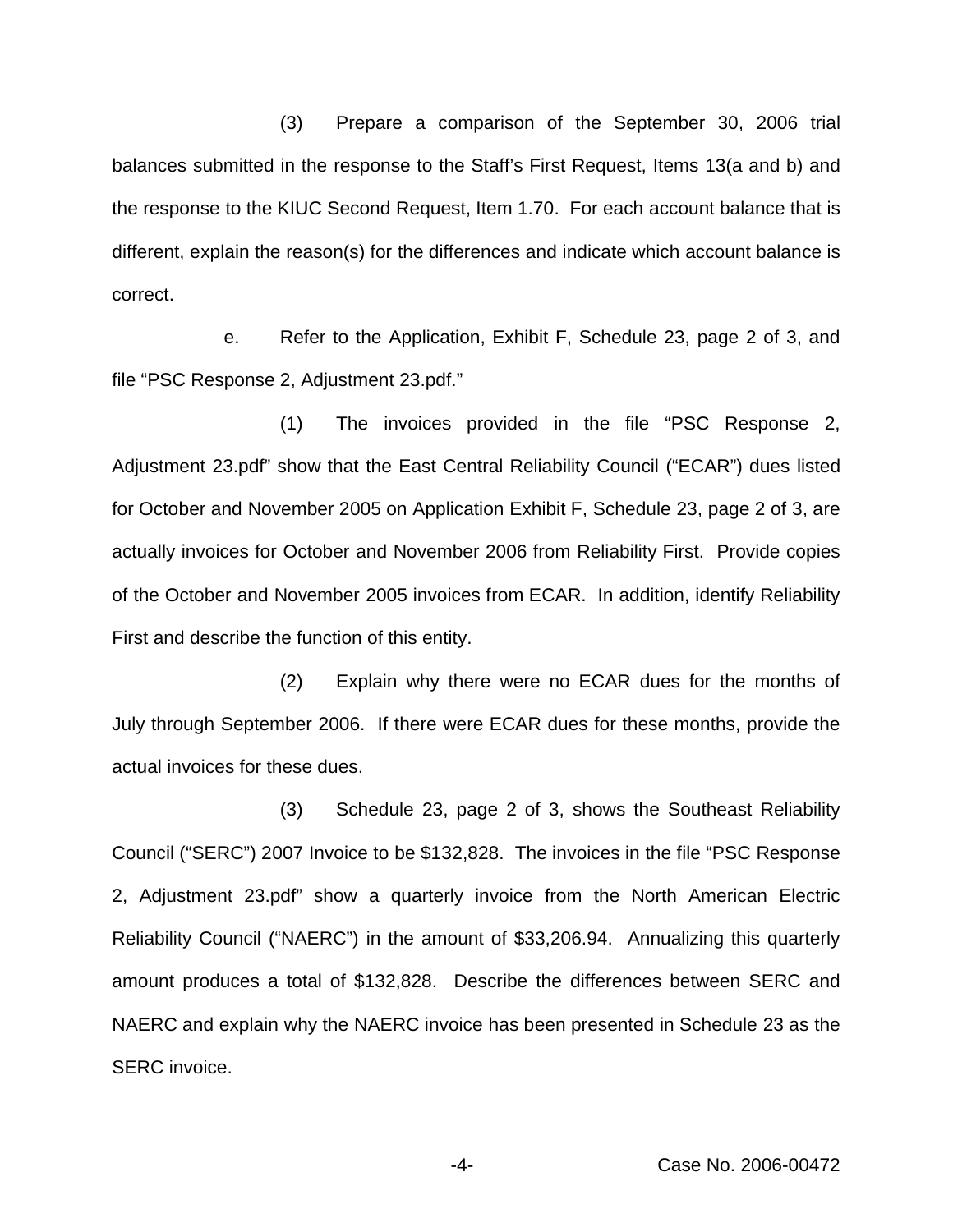(3) Prepare a comparison of the September 30, 2006 trial balances submitted in the response to the Staff's First Request, Items 13(a and b) and the response to the KIUC Second Request, Item 1.70. For each account balance that is different, explain the reason(s) for the differences and indicate which account balance is correct.

e. Refer to the Application, Exhibit F, Schedule 23, page 2 of 3, and file "PSC Response 2, Adjustment 23.pdf."

(1) The invoices provided in the file "PSC Response 2, Adjustment 23.pdf" show that the East Central Reliability Council ("ECAR") dues listed for October and November 2005 on Application Exhibit F, Schedule 23, page 2 of 3, are actually invoices for October and November 2006 from Reliability First. Provide copies of the October and November 2005 invoices from ECAR. In addition, identify Reliability First and describe the function of this entity.

(2) Explain why there were no ECAR dues for the months of July through September 2006. If there were ECAR dues for these months, provide the actual invoices for these dues.

(3) Schedule 23, page 2 of 3, shows the Southeast Reliability Council ("SERC") 2007 Invoice to be $132,828. The invoices in the file "PSC Response 2, Adjustment 23.pdf" show a quarterly invoice from the North American Electric Reliability Council ("NAERC") in the amount of $33,206.94. Annualizing this quarterly amount produces a total of $132,828. Describe the differences between SERC and NAERC and explain why the NAERC invoice has been presented in Schedule 23 as the SERC invoice.

Case No. 2006-00472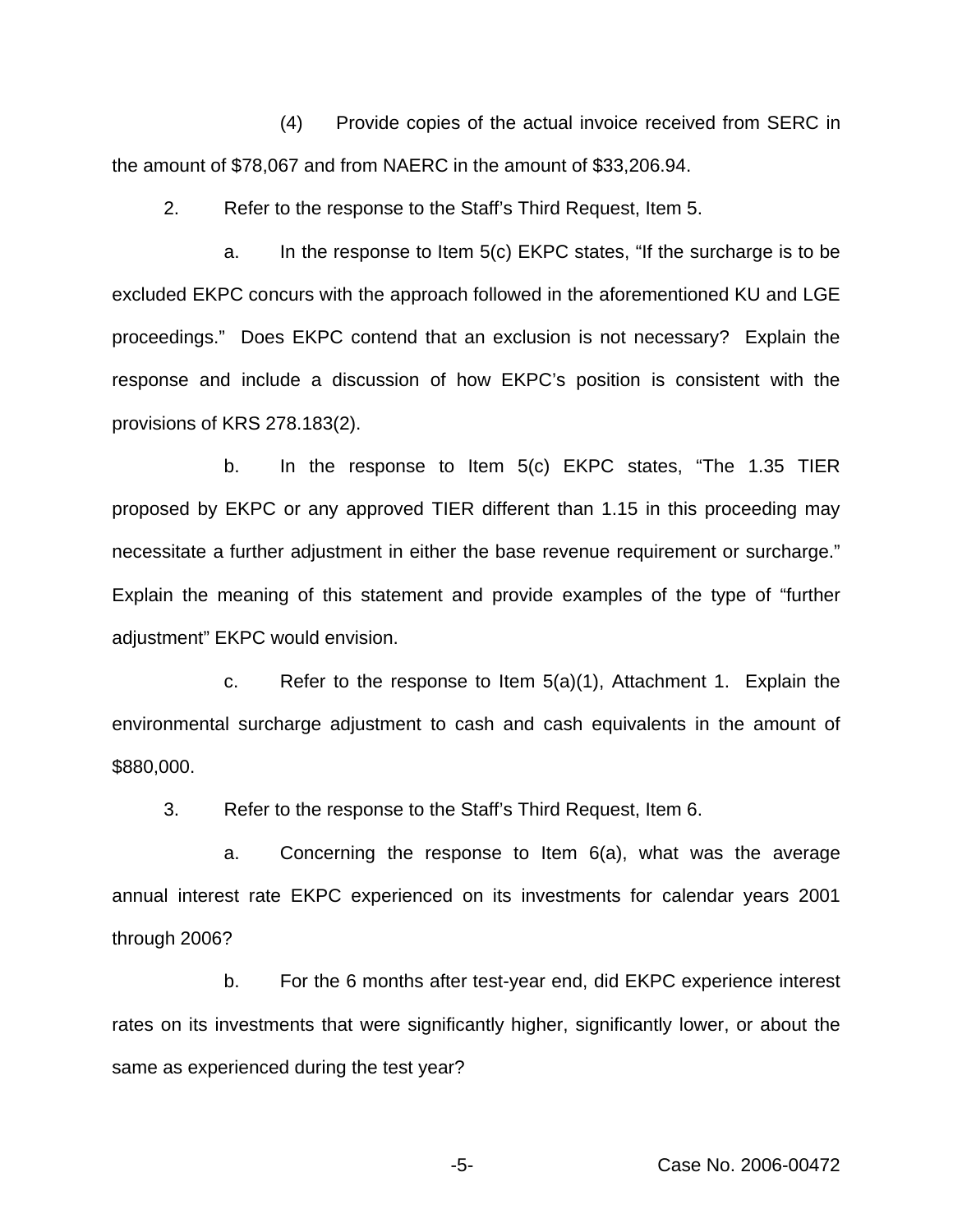(4) Provide copies of the actual invoice received from SERC in the amount of $78,067 and from NAERC in the amount of $33,206.94.

2. Refer to the response to the Staff's Third Request, Item 5.

a. In the response to Item 5(c) EKPC states, "If the surcharge is to be excluded EKPC concurs with the approach followed in the aforementioned KU and LGE proceedings." Does EKPC contend that an exclusion is not necessary? Explain the response and include a discussion of how EKPC's position is consistent with the provisions of KRS 278.183(2).

b. In the response to Item 5(c) EKPC states, "The 1.35 TIER proposed by EKPC or any approved TIER different than 1.15 in this proceeding may necessitate a further adjustment in either the base revenue requirement or surcharge." Explain the meaning of this statement and provide examples of the type of "further adjustment" EKPC would envision.

c. Refer to the response to Item 5(a)(1), Attachment 1. Explain the environmental surcharge adjustment to cash and cash equivalents in the amount of $880,000.

3. Refer to the response to the Staff's Third Request, Item 6.

a. Concerning the response to Item 6(a), what was the average annual interest rate EKPC experienced on its investments for calendar years 2001 through 2006?

b. For the 6 months after test-year end, did EKPC experience interest rates on its investments that were significantly higher, significantly lower, or about the same as experienced during the test year?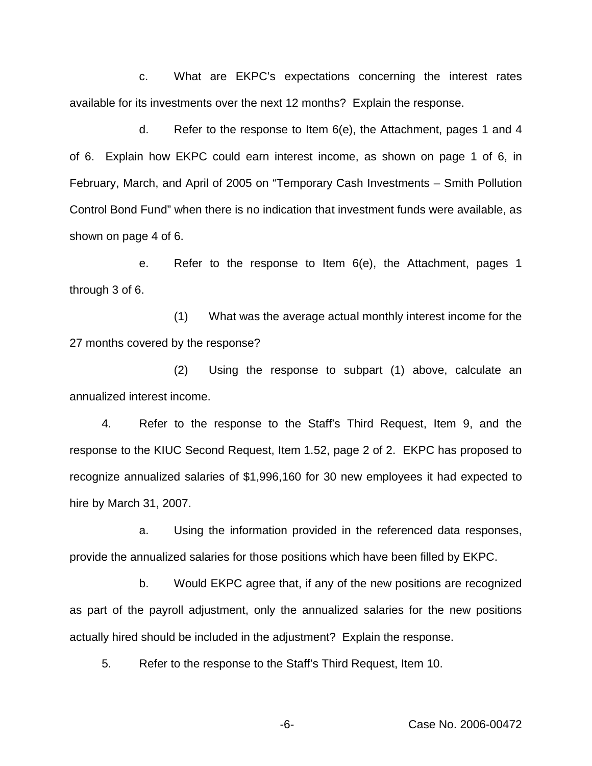c. What are EKPC's expectations concerning the interest rates available for its investments over the next 12 months? Explain the response.

d. Refer to the response to Item 6(e), the Attachment, pages 1 and 4 of 6. Explain how EKPC could earn interest income, as shown on page 1 of 6, in February, March, and April of 2005 on "Temporary Cash Investments – Smith Pollution Control Bond Fund" when there is no indication that investment funds were available, as shown on page 4 of 6.

e. Refer to the response to Item 6(e), the Attachment, pages 1 through 3 of 6.

(1) What was the average actual monthly interest income for the 27 months covered by the response?

(2) Using the response to subpart (1) above, calculate an annualized interest income.

4. Refer to the response to the Staff's Third Request, Item 9, and the response to the KIUC Second Request, Item 1.52, page 2 of 2. EKPC has proposed to recognize annualized salaries of $1,996,160 for 30 new employees it had expected to hire by March 31, 2007.

a. Using the information provided in the referenced data responses, provide the annualized salaries for those positions which have been filled by EKPC.

b. Would EKPC agree that, if any of the new positions are recognized as part of the payroll adjustment, only the annualized salaries for the new positions actually hired should be included in the adjustment? Explain the response.

5. Refer to the response to the Staff's Third Request, Item 10.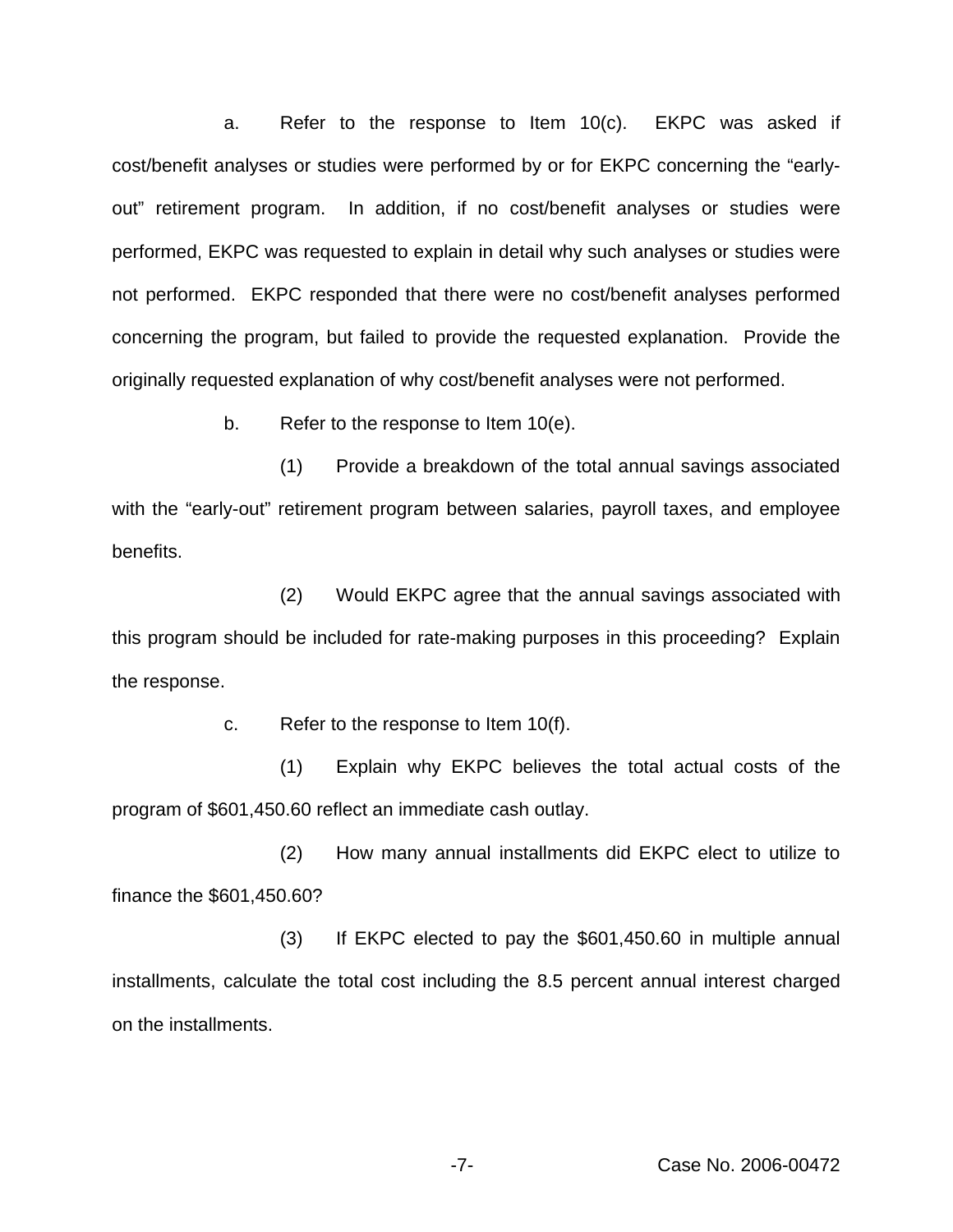a. Refer to the response to Item 10(c). EKPC was asked if cost/benefit analyses or studies were performed by or for EKPC concerning the "early-out" retirement program. In addition, if no cost/benefit analyses or studies were performed, EKPC was requested to explain in detail why such analyses or studies were not performed. EKPC responded that there were no cost/benefit analyses performed concerning the program, but failed to provide the requested explanation. Provide the originally requested explanation of why cost/benefit analyses were not performed.

b. Refer to the response to Item 10(e).

(1) Provide a breakdown of the total annual savings associated with the "early-out" retirement program between salaries, payroll taxes, and employee benefits.

(2) Would EKPC agree that the annual savings associated with this program should be included for rate-making purposes in this proceeding? Explain the response.

c. Refer to the response to Item 10(f).

(1) Explain why EKPC believes the total actual costs of the program of $601,450.60 reflect an immediate cash outlay.

(2) How many annual installments did EKPC elect to utilize to finance the $601,450.60?

(3) If EKPC elected to pay the $601,450.60 in multiple annual installments, calculate the total cost including the 8.5 percent annual interest charged on the installments.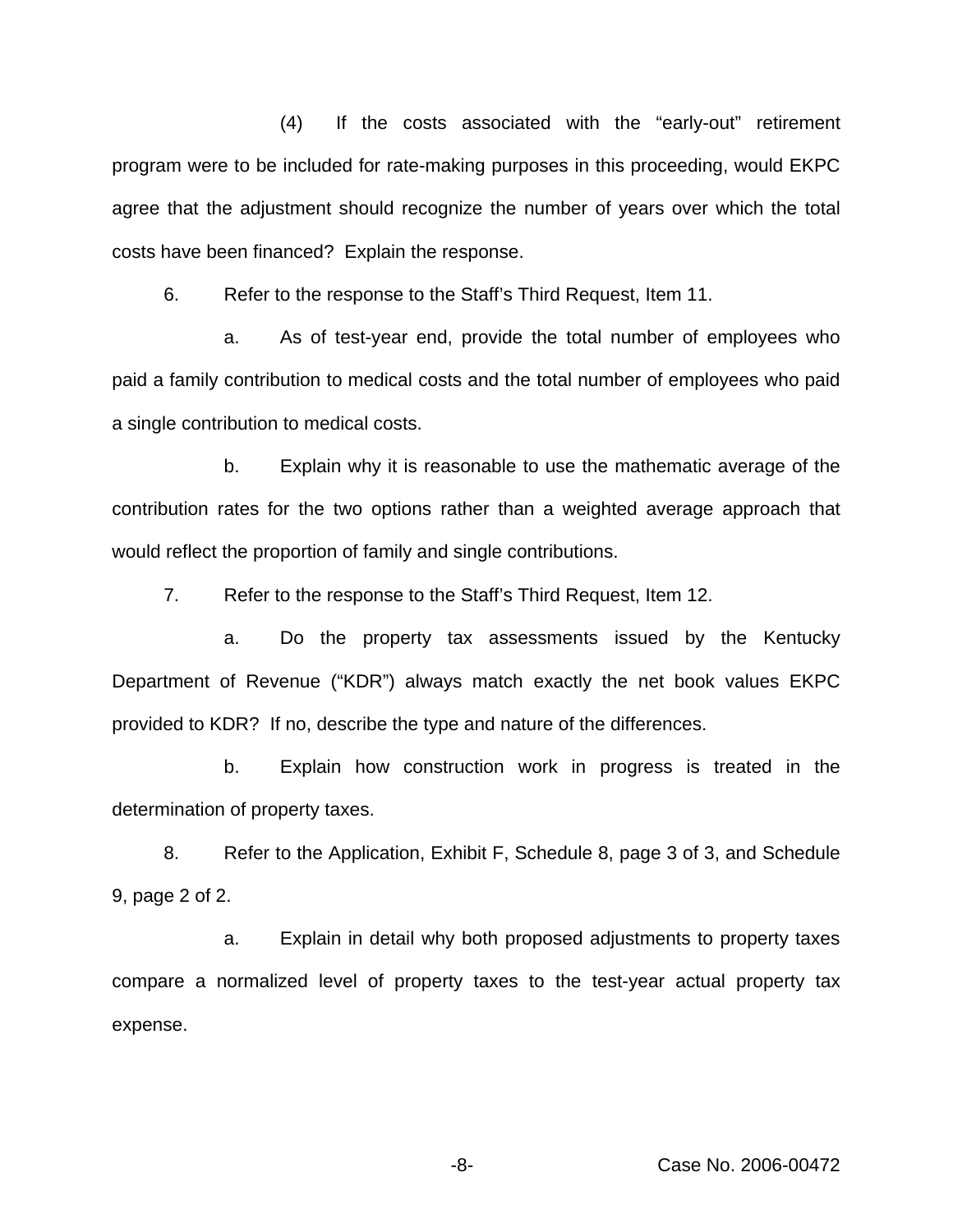(4) If the costs associated with the "early-out" retirement program were to be included for rate-making purposes in this proceeding, would EKPC agree that the adjustment should recognize the number of years over which the total costs have been financed? Explain the response.

6. Refer to the response to the Staff's Third Request, Item 11.

a. As of test-year end, provide the total number of employees who paid a family contribution to medical costs and the total number of employees who paid a single contribution to medical costs.

b. Explain why it is reasonable to use the mathematic average of the contribution rates for the two options rather than a weighted average approach that would reflect the proportion of family and single contributions.

7. Refer to the response to the Staff's Third Request, Item 12.

a. Do the property tax assessments issued by the Kentucky Department of Revenue ("KDR") always match exactly the net book values EKPC provided to KDR? If no, describe the type and nature of the differences.

b. Explain how construction work in progress is treated in the determination of property taxes.

8. Refer to the Application, Exhibit F, Schedule 8, page 3 of 3, and Schedule 9, page 2 of 2.

a. Explain in detail why both proposed adjustments to property taxes compare a normalized level of property taxes to the test-year actual property tax expense.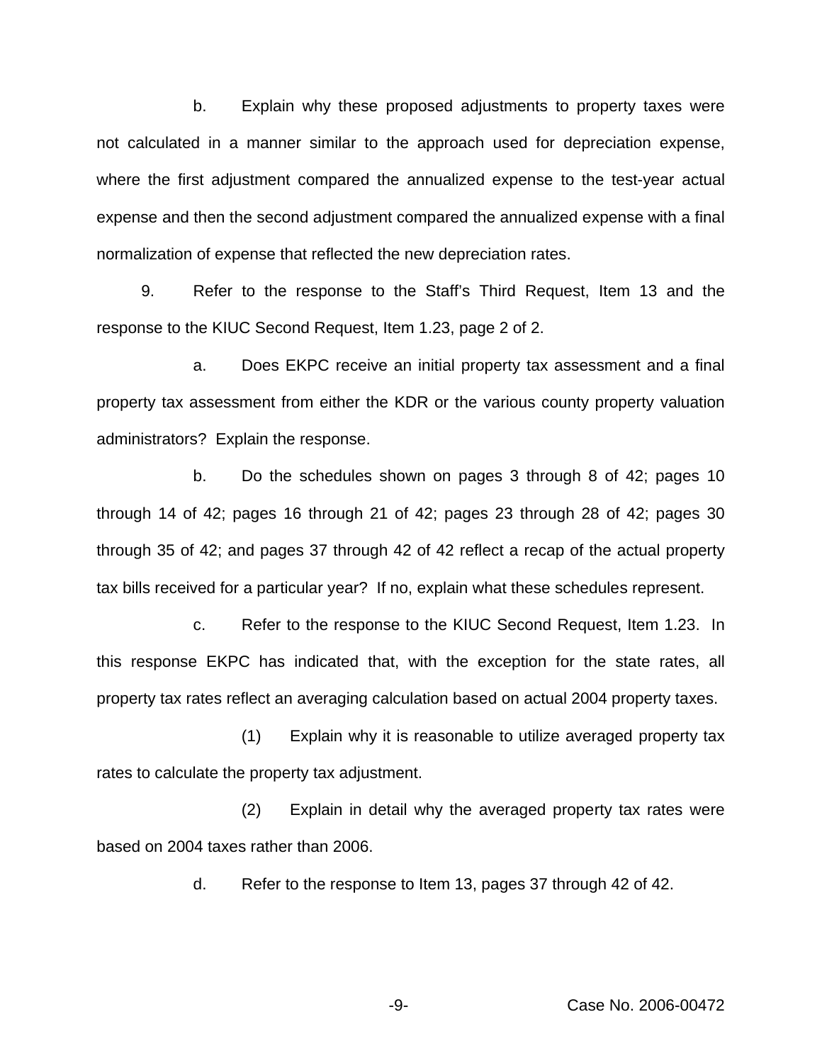b. Explain why these proposed adjustments to property taxes were not calculated in a manner similar to the approach used for depreciation expense, where the first adjustment compared the annualized expense to the test-year actual expense and then the second adjustment compared the annualized expense with a final normalization of expense that reflected the new depreciation rates.

9. Refer to the response to the Staff's Third Request, Item 13 and the response to the KIUC Second Request, Item 1.23, page 2 of 2.

a. Does EKPC receive an initial property tax assessment and a final property tax assessment from either the KDR or the various county property valuation administrators? Explain the response.

b. Do the schedules shown on pages 3 through 8 of 42; pages 10 through 14 of 42; pages 16 through 21 of 42; pages 23 through 28 of 42; pages 30 through 35 of 42; and pages 37 through 42 of 42 reflect a recap of the actual property tax bills received for a particular year? If no, explain what these schedules represent.

c. Refer to the response to the KIUC Second Request, Item 1.23. In this response EKPC has indicated that, with the exception for the state rates, all property tax rates reflect an averaging calculation based on actual 2004 property taxes.

(1) Explain why it is reasonable to utilize averaged property tax rates to calculate the property tax adjustment.

(2) Explain in detail why the averaged property tax rates were based on 2004 taxes rather than 2006.

d. Refer to the response to Item 13, pages 37 through 42 of 42.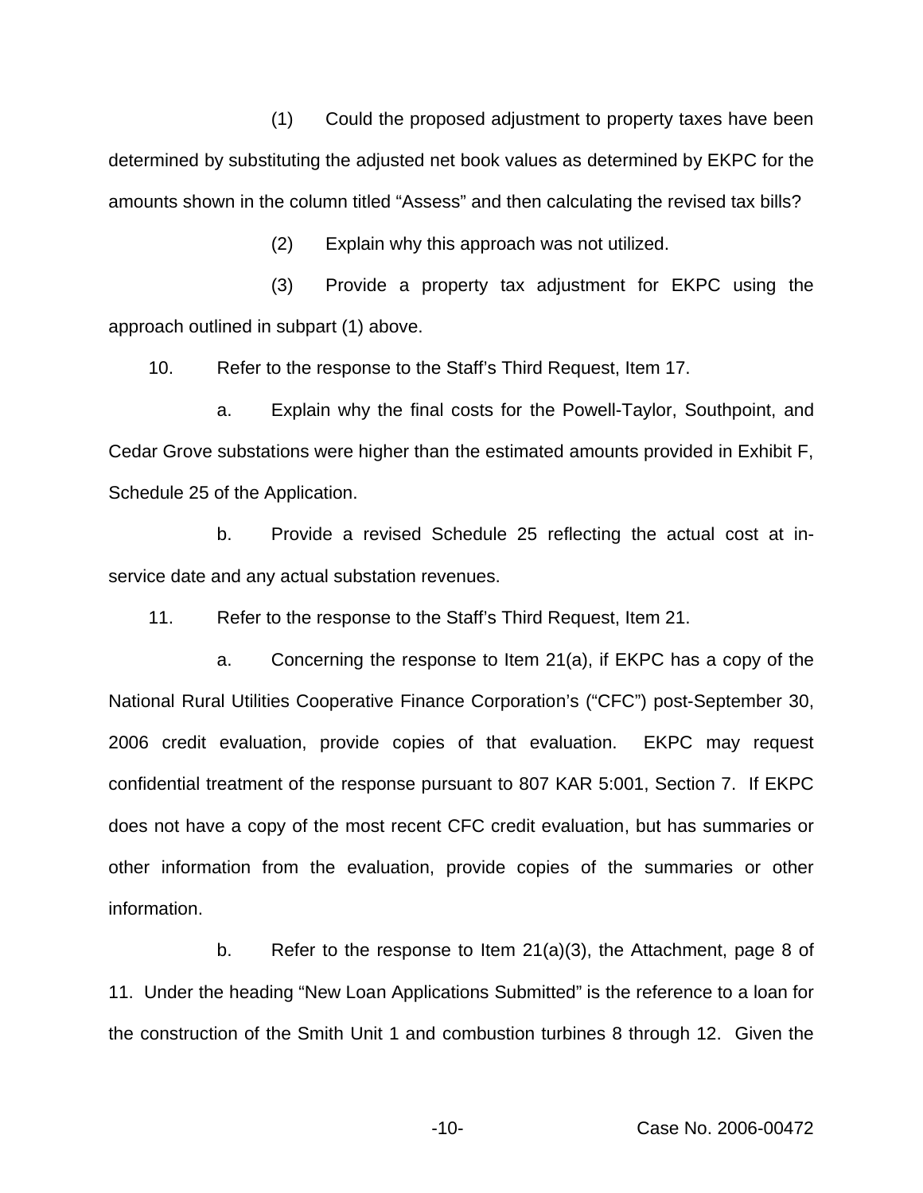(1) Could the proposed adjustment to property taxes have been determined by substituting the adjusted net book values as determined by EKPC for the amounts shown in the column titled "Assess" and then calculating the revised tax bills?

(2) Explain why this approach was not utilized.

(3) Provide a property tax adjustment for EKPC using the approach outlined in subpart (1) above.

10. Refer to the response to the Staff's Third Request, Item 17.

a. Explain why the final costs for the Powell-Taylor, Southpoint, and Cedar Grove substations were higher than the estimated amounts provided in Exhibit F, Schedule 25 of the Application.

b. Provide a revised Schedule 25 reflecting the actual cost at in-service date and any actual substation revenues.

11. Refer to the response to the Staff's Third Request, Item 21.

a. Concerning the response to Item 21(a), if EKPC has a copy of the National Rural Utilities Cooperative Finance Corporation's ("CFC") post-September 30, 2006 credit evaluation, provide copies of that evaluation. EKPC may request confidential treatment of the response pursuant to 807 KAR 5:001, Section 7. If EKPC does not have a copy of the most recent CFC credit evaluation, but has summaries or other information from the evaluation, provide copies of the summaries or other information.

b. Refer to the response to Item 21(a)(3), the Attachment, page 8 of 11. Under the heading "New Loan Applications Submitted" is the reference to a loan for the construction of the Smith Unit 1 and combustion turbines 8 through 12. Given the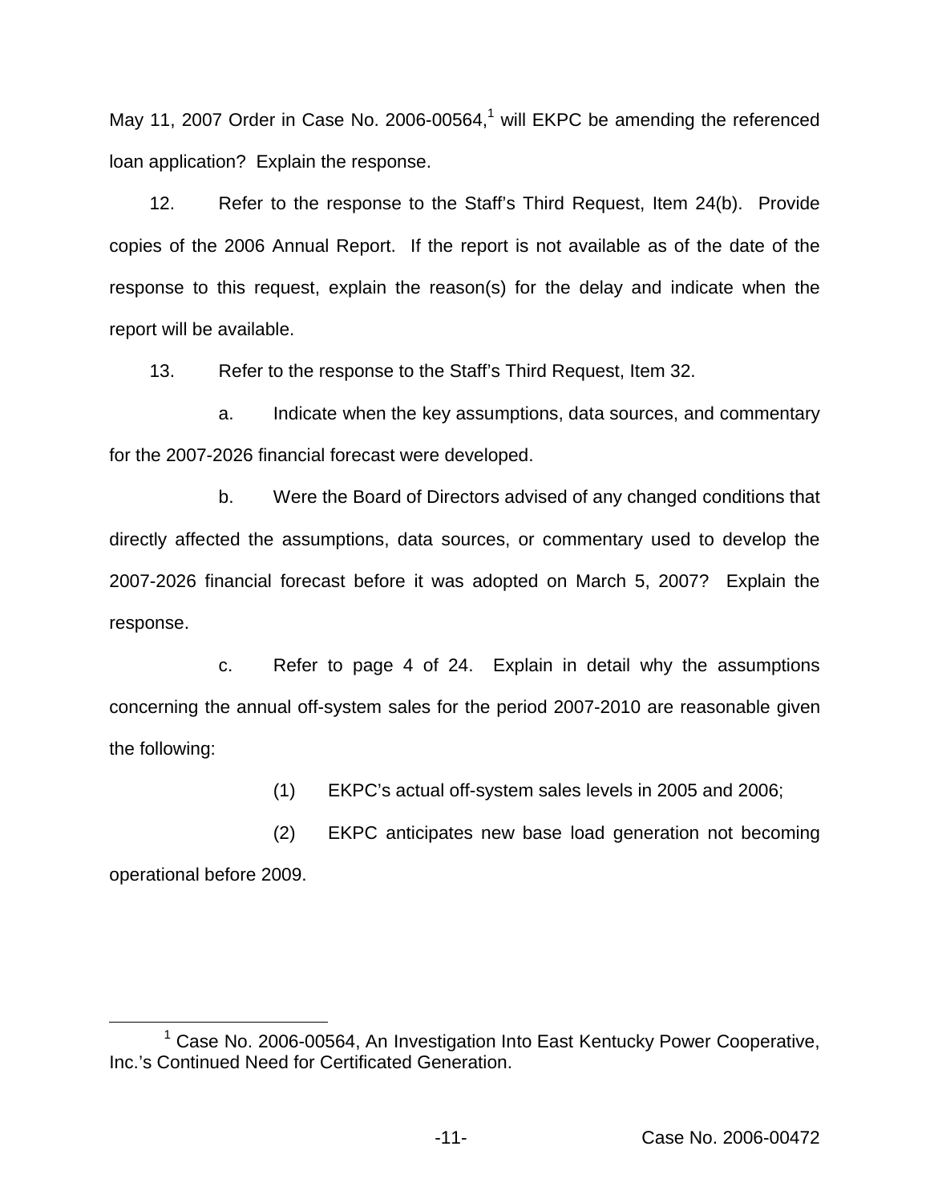May 11, 2007 Order in Case No. 2006-00564,[1] will EKPC be amending the referenced loan application? Explain the response.

12. Refer to the response to the Staff's Third Request, Item 24(b). Provide copies of the 2006 Annual Report. If the report is not available as of the date of the response to this request, explain the reason(s) for the delay and indicate when the report will be available.

13. Refer to the response to the Staff's Third Request, Item 32.

a. Indicate when the key assumptions, data sources, and commentary for the 2007-2026 financial forecast were developed.

b. Were the Board of Directors advised of any changed conditions that directly affected the assumptions, data sources, or commentary used to develop the 2007-2026 financial forecast before it was adopted on March 5, 2007? Explain the response.

c. Refer to page 4 of 24. Explain in detail why the assumptions concerning the annual off-system sales for the period 2007-2010 are reasonable given the following:

(1) EKPC's actual off-system sales levels in 2005 and 2006;

(2) EKPC anticipates new base load generation not becoming operational before 2009.

---

[1] Case No. 2006-00564, An Investigation Into East Kentucky Power Cooperative, Inc.'s Continued Need for Certificated Generation.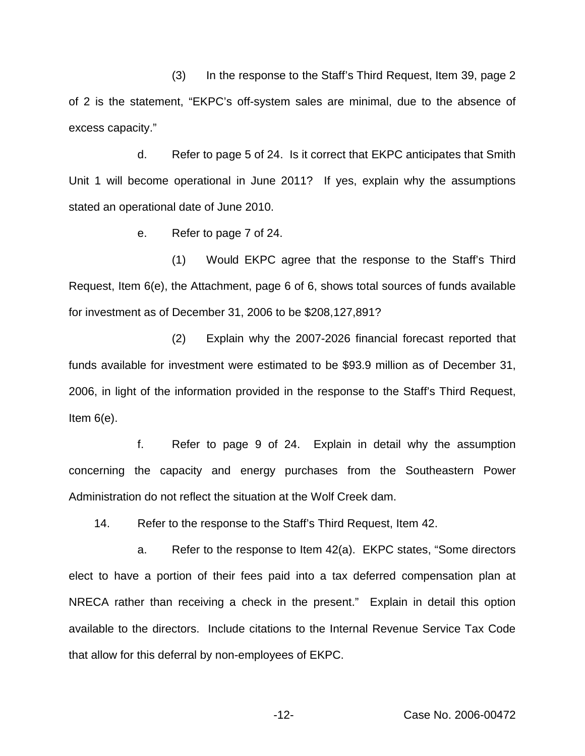(3) In the response to the Staff's Third Request, Item 39, page 2 of 2 is the statement, "EKPC's off-system sales are minimal, due to the absence of excess capacity."

d. Refer to page 5 of 24. Is it correct that EKPC anticipates that Smith Unit 1 will become operational in June 2011? If yes, explain why the assumptions stated an operational date of June 2010.

e. Refer to page 7 of 24.

(1) Would EKPC agree that the response to the Staff's Third Request, Item 6(e), the Attachment, page 6 of 6, shows total sources of funds available for investment as of December 31, 2006 to be $208,127,891?

(2) Explain why the 2007-2026 financial forecast reported that funds available for investment were estimated to be $93.9 million as of December 31, 2006, in light of the information provided in the response to the Staff's Third Request, Item 6(e).

f. Refer to page 9 of 24. Explain in detail why the assumption concerning the capacity and energy purchases from the Southeastern Power Administration do not reflect the situation at the Wolf Creek dam.

14. Refer to the response to the Staff's Third Request, Item 42.

a. Refer to the response to Item 42(a). EKPC states, "Some directors elect to have a portion of their fees paid into a tax deferred compensation plan at NRECA rather than receiving a check in the present." Explain in detail this option available to the directors. Include citations to the Internal Revenue Service Tax Code that allow for this deferral by non-employees of EKPC.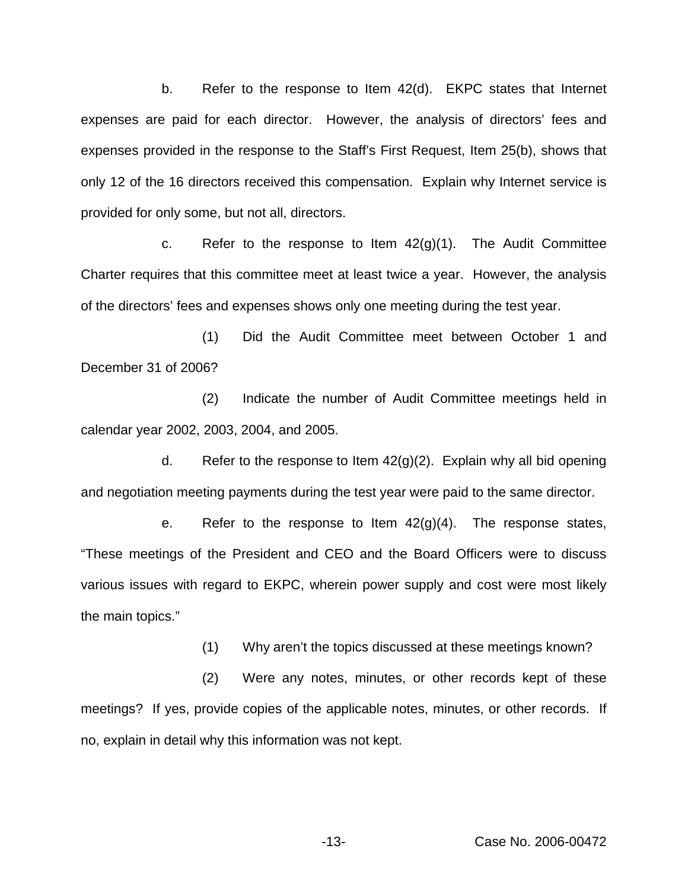b. Refer to the response to Item 42(d). EKPC states that Internet expenses are paid for each director. However, the analysis of directors' fees and expenses provided in the response to the Staff's First Request, Item 25(b), shows that only 12 of the 16 directors received this compensation. Explain why Internet service is provided for only some, but not all, directors.

c. Refer to the response to Item 42(g)(1). The Audit Committee Charter requires that this committee meet at least twice a year. However, the analysis of the directors' fees and expenses shows only one meeting during the test year.

(1) Did the Audit Committee meet between October 1 and December 31 of 2006?

(2) Indicate the number of Audit Committee meetings held in calendar year 2002, 2003, 2004, and 2005.

d. Refer to the response to Item 42(g)(2). Explain why all bid opening and negotiation meeting payments during the test year were paid to the same director.

e. Refer to the response to Item 42(g)(4). The response states, "These meetings of the President and CEO and the Board Officers were to discuss various issues with regard to EKPC, wherein power supply and cost were most likely the main topics."

(1) Why aren't the topics discussed at these meetings known?

(2) Were any notes, minutes, or other records kept of these meetings? If yes, provide copies of the applicable notes, minutes, or other records. If no, explain in detail why this information was not kept.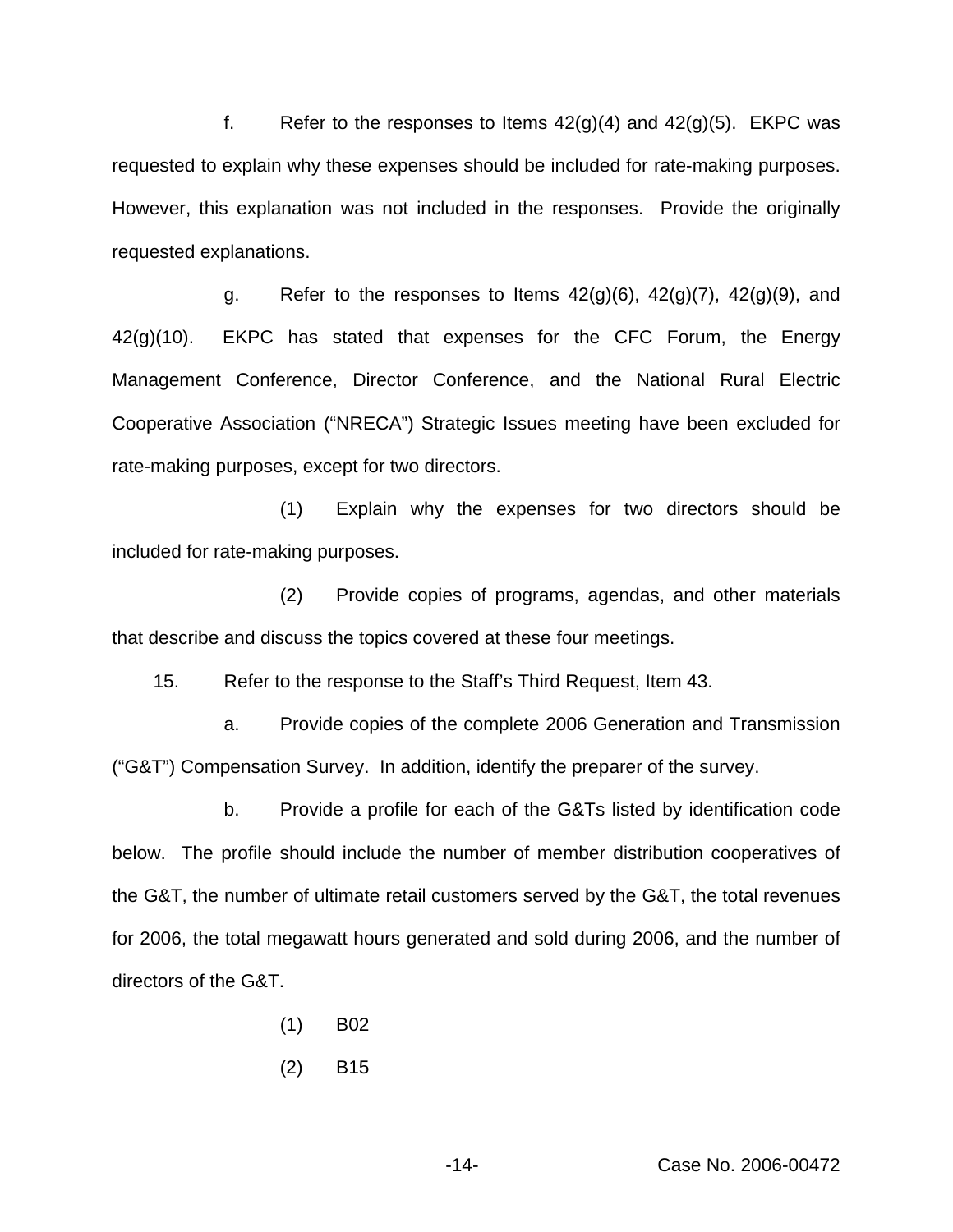f. Refer to the responses to Items 42(g)(4) and 42(g)(5). EKPC was requested to explain why these expenses should be included for rate-making purposes. However, this explanation was not included in the responses. Provide the originally requested explanations.

g. Refer to the responses to Items 42(g)(6), 42(g)(7), 42(g)(9), and 42(g)(10). EKPC has stated that expenses for the CFC Forum, the Energy Management Conference, Director Conference, and the National Rural Electric Cooperative Association ("NRECA") Strategic Issues meeting have been excluded for rate-making purposes, except for two directors.

(1) Explain why the expenses for two directors should be included for rate-making purposes.

(2) Provide copies of programs, agendas, and other materials that describe and discuss the topics covered at these four meetings.

15. Refer to the response to the Staff's Third Request, Item 43.

a. Provide copies of the complete 2006 Generation and Transmission ("G&T") Compensation Survey. In addition, identify the preparer of the survey.

b. Provide a profile for each of the G&Ts listed by identification code below. The profile should include the number of member distribution cooperatives of the G&T, the number of ultimate retail customers served by the G&T, the total revenues for 2006, the total megawatt hours generated and sold during 2006, and the number of directors of the G&T.

(1) B02

(2) B15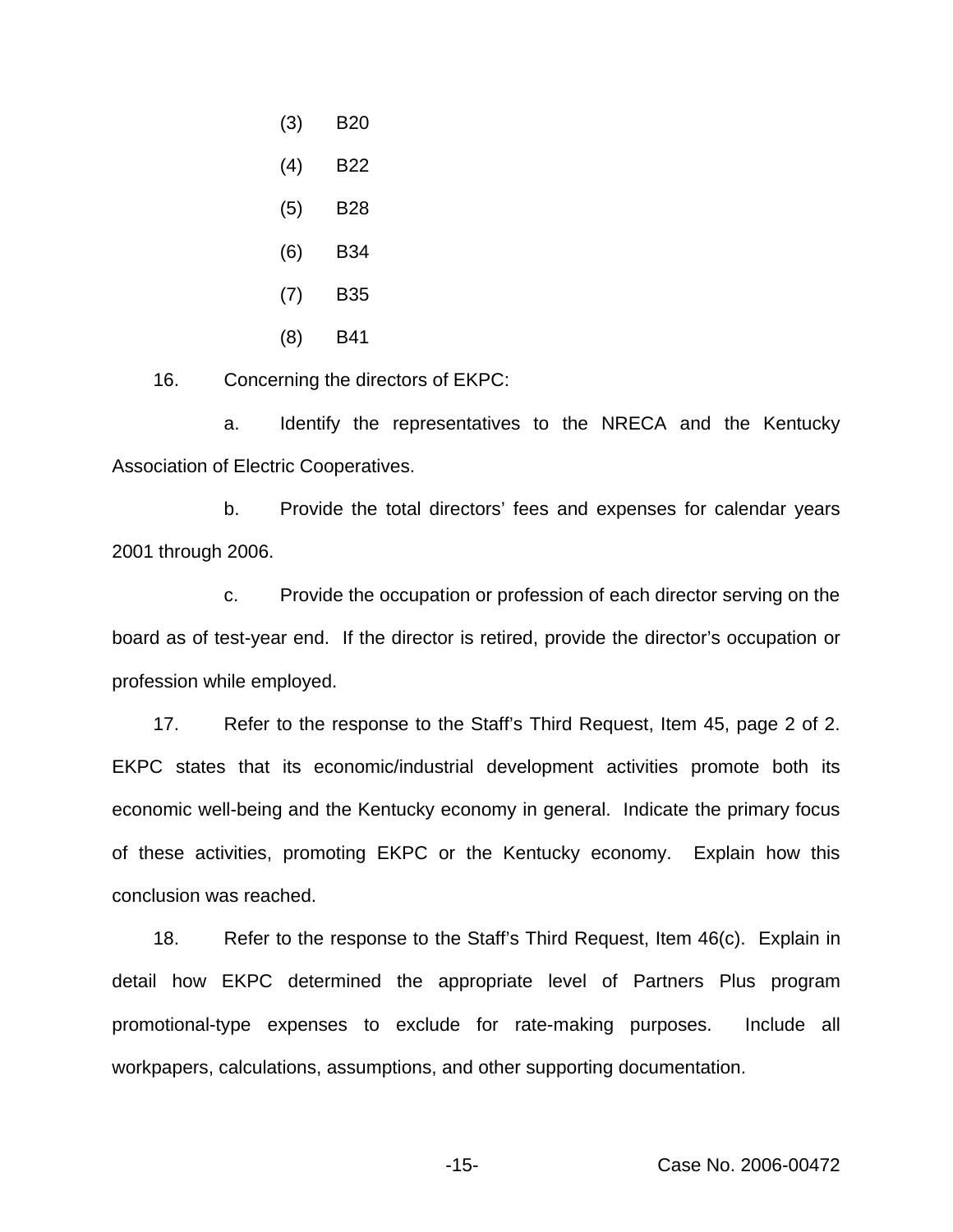(3) B20

(4) B22

(5) B28

(6) B34

(7) B35

(8) B41

16. Concerning the directors of EKPC:

a. Identify the representatives to the NRECA and the Kentucky Association of Electric Cooperatives.

b. Provide the total directors' fees and expenses for calendar years 2001 through 2006.

c. Provide the occupation or profession of each director serving on the board as of test-year end. If the director is retired, provide the director's occupation or profession while employed.

17. Refer to the response to the Staff's Third Request, Item 45, page 2 of 2. EKPC states that its economic/industrial development activities promote both its economic well-being and the Kentucky economy in general. Indicate the primary focus of these activities, promoting EKPC or the Kentucky economy. Explain how this conclusion was reached.

18. Refer to the response to the Staff's Third Request, Item 46(c). Explain in detail how EKPC determined the appropriate level of Partners Plus program promotional-type expenses to exclude for rate-making purposes. Include all workpapers, calculations, assumptions, and other supporting documentation.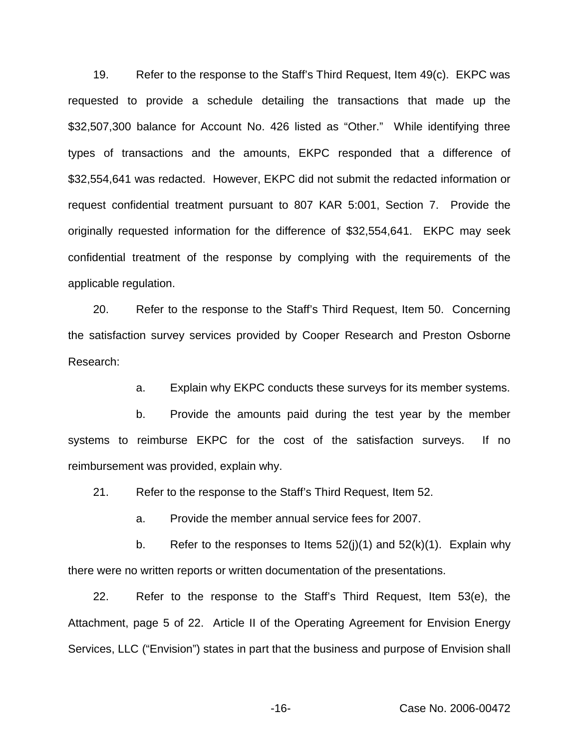19. Refer to the response to the Staff's Third Request, Item 49(c). EKPC was requested to provide a schedule detailing the transactions that made up the $32,507,300 balance for Account No. 426 listed as "Other." While identifying three types of transactions and the amounts, EKPC responded that a difference of $32,554,641 was redacted. However, EKPC did not submit the redacted information or request confidential treatment pursuant to 807 KAR 5:001, Section 7. Provide the originally requested information for the difference of $32,554,641. EKPC may seek confidential treatment of the response by complying with the requirements of the applicable regulation.

20. Refer to the response to the Staff's Third Request, Item 50. Concerning the satisfaction survey services provided by Cooper Research and Preston Osborne Research:

a. Explain why EKPC conducts these surveys for its member systems.

b. Provide the amounts paid during the test year by the member systems to reimburse EKPC for the cost of the satisfaction surveys. If no reimbursement was provided, explain why.

21. Refer to the response to the Staff's Third Request, Item 52.

a. Provide the member annual service fees for 2007.

b. Refer to the responses to Items 52(j)(1) and 52(k)(1). Explain why there were no written reports or written documentation of the presentations.

22. Refer to the response to the Staff's Third Request, Item 53(e), the Attachment, page 5 of 22. Article II of the Operating Agreement for Envision Energy Services, LLC ("Envision") states in part that the business and purpose of Envision shall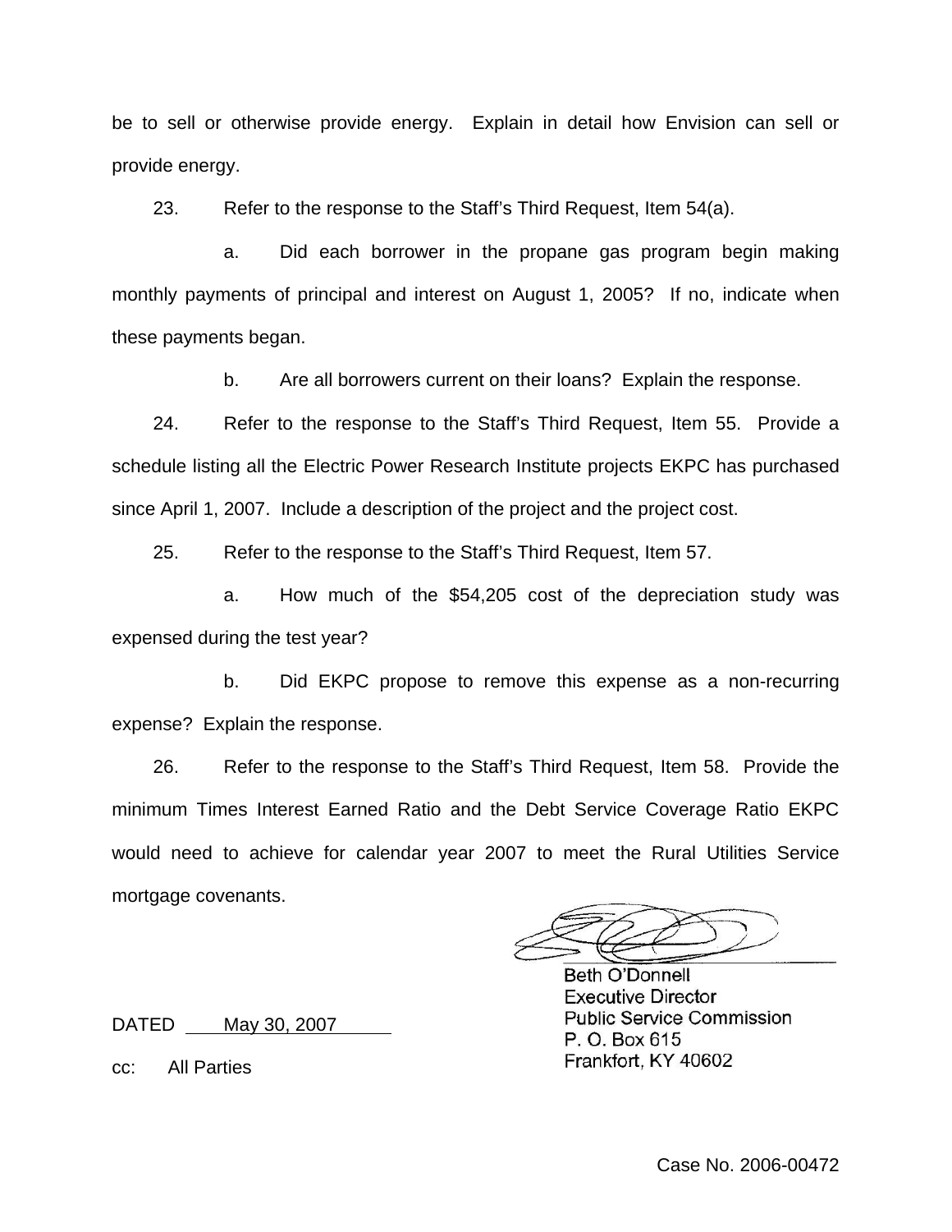be to sell or otherwise provide energy. Explain in detail how Envision can sell or provide energy.

23. Refer to the response to the Staff's Third Request, Item 54(a).

a. Did each borrower in the propane gas program begin making monthly payments of principal and interest on August 1, 2005? If no, indicate when these payments began.

b. Are all borrowers current on their loans? Explain the response.

24. Refer to the response to the Staff's Third Request, Item 55. Provide a schedule listing all the Electric Power Research Institute projects EKPC has purchased since April 1, 2007. Include a description of the project and the project cost.

25. Refer to the response to the Staff's Third Request, Item 57.

a. How much of the $54,205 cost of the depreciation study was expensed during the test year?

b. Did EKPC propose to remove this expense as a non-recurring expense? Explain the response.

26. Refer to the response to the Staff's Third Request, Item 58. Provide the minimum Times Interest Earned Ratio and the Debt Service Coverage Ratio EKPC would need to achieve for calendar year 2007 to meet the Rural Utilities Service mortgage covenants.

Beth O'Donnell
Executive Director
Public Service Commission
P. O. Box 615
Frankfort, KY 40602

DATED May 30, 2007

cc: All Parties

Case No. 2006-00472